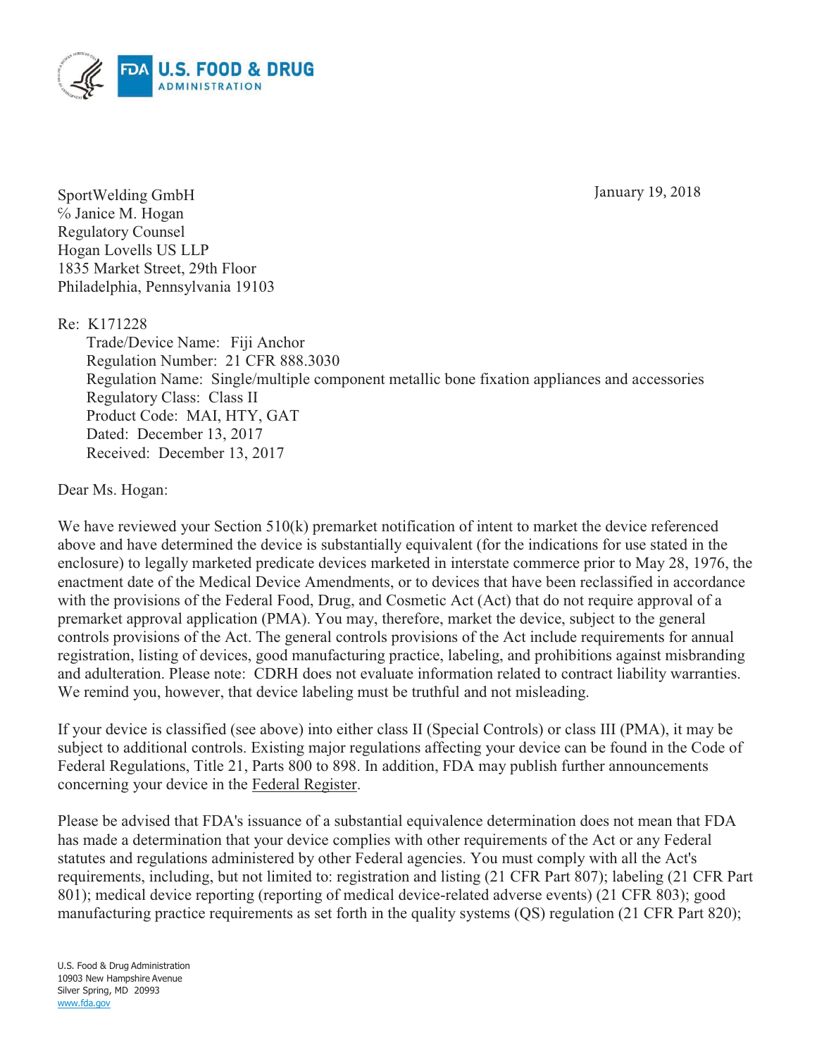January 19, 2018

SportWelding GmbH
℅ Janice M. Hogan
Regulatory Counsel
Hogan Lovells US LLP
1835 Market Street, 29th Floor
Philadelphia, Pennsylvania 19103

Re: K171228

Trade/Device Name: Fiji Anchor
Regulation Number: 21 CFR 888.3030
Regulation Name: Single/multiple component metallic bone fixation appliances and accessories
Regulatory Class: Class II
Product Code: MAI, HTY, GAT
Dated: December 13, 2017
Received: December 13, 2017

Dear Ms. Hogan:

We have reviewed your Section 510(k) premarket notification of intent to market the device referenced above and have determined the device is substantially equivalent (for the indications for use stated in the enclosure) to legally marketed predicate devices marketed in interstate commerce prior to May 28, 1976, the enactment date of the Medical Device Amendments, or to devices that have been reclassified in accordance with the provisions of the Federal Food, Drug, and Cosmetic Act (Act) that do not require approval of a premarket approval application (PMA). You may, therefore, market the device, subject to the general controls provisions of the Act. The general controls provisions of the Act include requirements for annual registration, listing of devices, good manufacturing practice, labeling, and prohibitions against misbranding and adulteration. Please note: CDRH does not evaluate information related to contract liability warranties. We remind you, however, that device labeling must be truthful and not misleading.

If your device is classified (see above) into either class II (Special Controls) or class III (PMA), it may be subject to additional controls. Existing major regulations affecting your device can be found in the Code of Federal Regulations, Title 21, Parts 800 to 898. In addition, FDA may publish further announcements concerning your device in the Federal Register.

Please be advised that FDA's issuance of a substantial equivalence determination does not mean that FDA has made a determination that your device complies with other requirements of the Act or any Federal statutes and regulations administered by other Federal agencies. You must comply with all the Act's requirements, including, but not limited to: registration and listing (21 CFR Part 807); labeling (21 CFR Part 801); medical device reporting (reporting of medical device-related adverse events) (21 CFR 803); good manufacturing practice requirements as set forth in the quality systems (QS) regulation (21 CFR Part 820);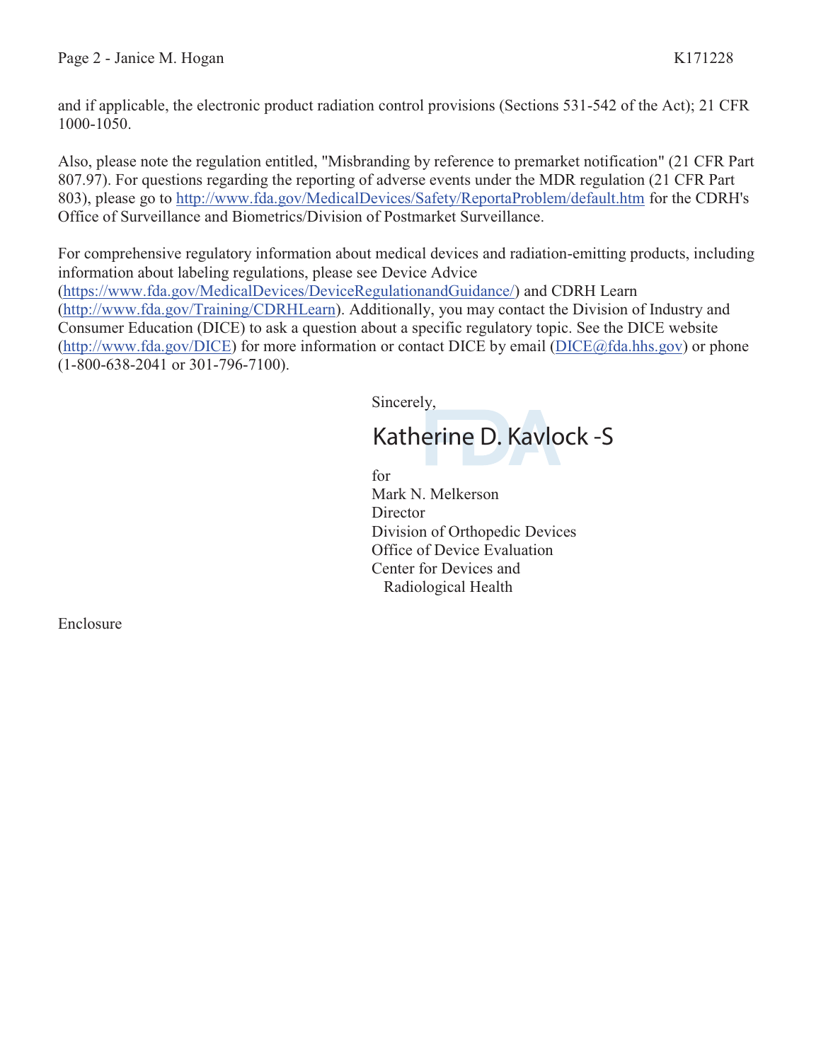and if applicable, the electronic product radiation control provisions (Sections 531-542 of the Act); 21 CFR 1000-1050.

Also, please note the regulation entitled, "Misbranding by reference to premarket notification" (21 CFR Part 807.97). For questions regarding the reporting of adverse events under the MDR regulation (21 CFR Part 803), please go to http://www.fda.gov/MedicalDevices/Safety/ReportaProblem/default.htm for the CDRH's Office of Surveillance and Biometrics/Division of Postmarket Surveillance.

For comprehensive regulatory information about medical devices and radiation-emitting products, including information about labeling regulations, please see Device Advice (https://www.fda.gov/MedicalDevices/DeviceRegulationandGuidance/) and CDRH Learn (http://www.fda.gov/Training/CDRHLearn). Additionally, you may contact the Division of Industry and Consumer Education (DICE) to ask a question about a specific regulatory topic. See the DICE website (http://www.fda.gov/DICE) for more information or contact DICE by email (DICE@fda.hhs.gov) or phone (1-800-638-2041 or 301-796-7100).

Sincerely,

Katherine D. Kavlock -S

for
Mark N. Melkerson
Director
Division of Orthopedic Devices
Office of Device Evaluation
Center for Devices and
Radiological Health

Enclosure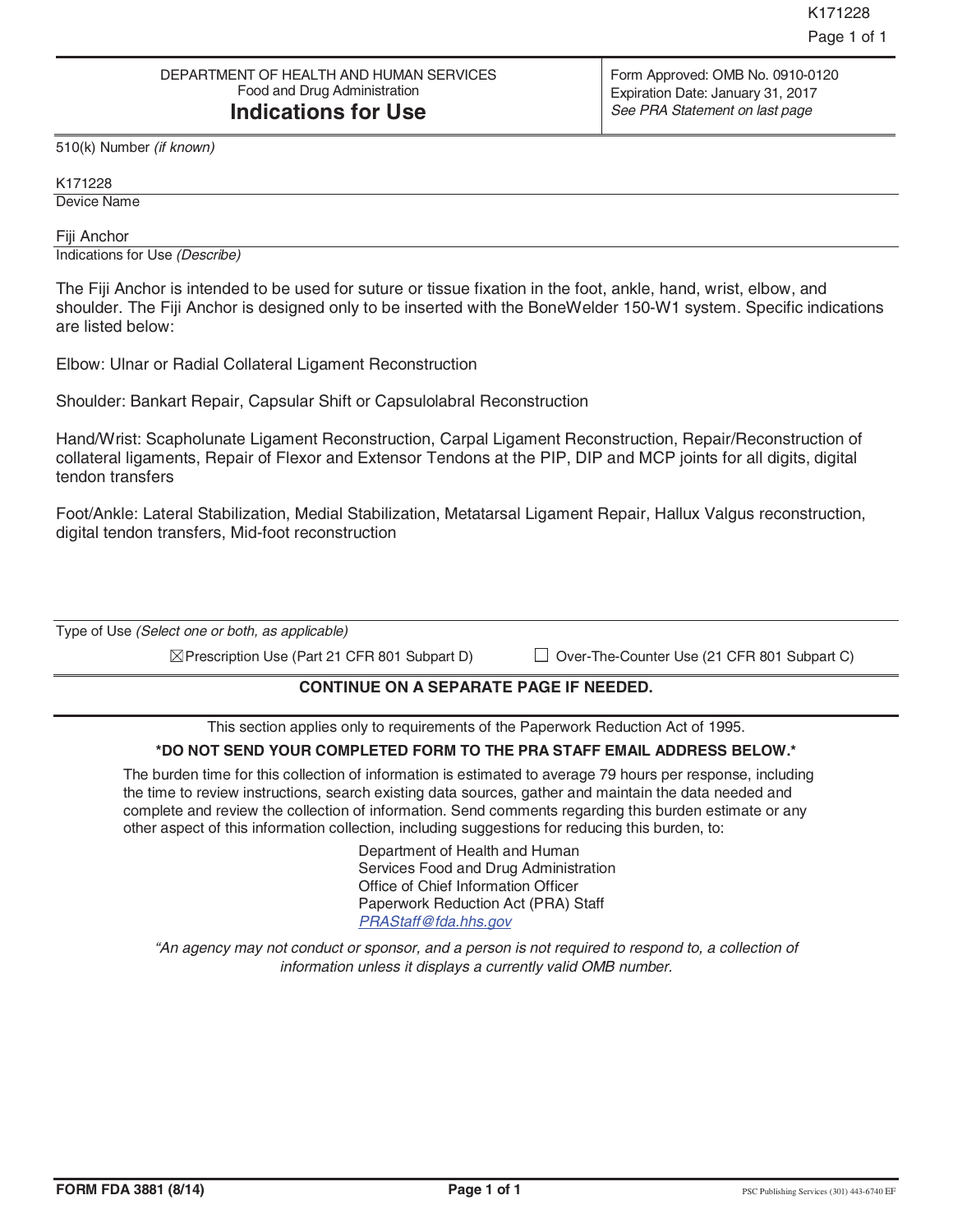K171228

DEPARTMENT OF HEALTH AND HUMAN SERVICES
Food and Drug Administration

# Indications for Use

Form Approved: OMB No. 0910-0120
Expiration Date: January 31, 2017
*See PRA Statement on last page*

510(k) Number *(if known)*

K171228

Device Name

Fiji Anchor

Indications for Use *(Describe)*

The Fiji Anchor is intended to be used for suture or tissue fixation in the foot, ankle, hand, wrist, elbow, and shoulder. The Fiji Anchor is designed only to be inserted with the BoneWelder 150-W1 system. Specific indications are listed below:

Elbow: Ulnar or Radial Collateral Ligament Reconstruction

Shoulder: Bankart Repair, Capsular Shift or Capsulolabral Reconstruction

Hand/Wrist: Scapholunate Ligament Reconstruction, Carpal Ligament Reconstruction, Repair/Reconstruction of collateral ligaments, Repair of Flexor and Extensor Tendons at the PIP, DIP and MCP joints for all digits, digital tendon transfers

Foot/Ankle: Lateral Stabilization, Medial Stabilization, Metatarsal Ligament Repair, Hallux Valgus reconstruction, digital tendon transfers, Mid-foot reconstruction

Type of Use *(Select one or both, as applicable)*

☒ Prescription Use (Part 21 CFR 801 Subpart D) ☐ Over-The-Counter Use (21 CFR 801 Subpart C)

**CONTINUE ON A SEPARATE PAGE IF NEEDED.**

This section applies only to requirements of the Paperwork Reduction Act of 1995.

***DO NOT SEND YOUR COMPLETED FORM TO THE PRA STAFF EMAIL ADDRESS BELOW.***

The burden time for this collection of information is estimated to average 79 hours per response, including the time to review instructions, search existing data sources, gather and maintain the data needed and complete and review the collection of information. Send comments regarding this burden estimate or any other aspect of this information collection, including suggestions for reducing this burden, to:

Department of Health and Human Services Food and Drug Administration
Office of Chief Information Officer
Paperwork Reduction Act (PRA) Staff
PRAStaff@fda.hhs.gov

*"An agency may not conduct or sponsor, and a person is not required to respond to, a collection of information unless it displays a currently valid OMB number.*

**FORM FDA 3881 (8/14)**

PSC Publishing Services (301) 443-6740 EF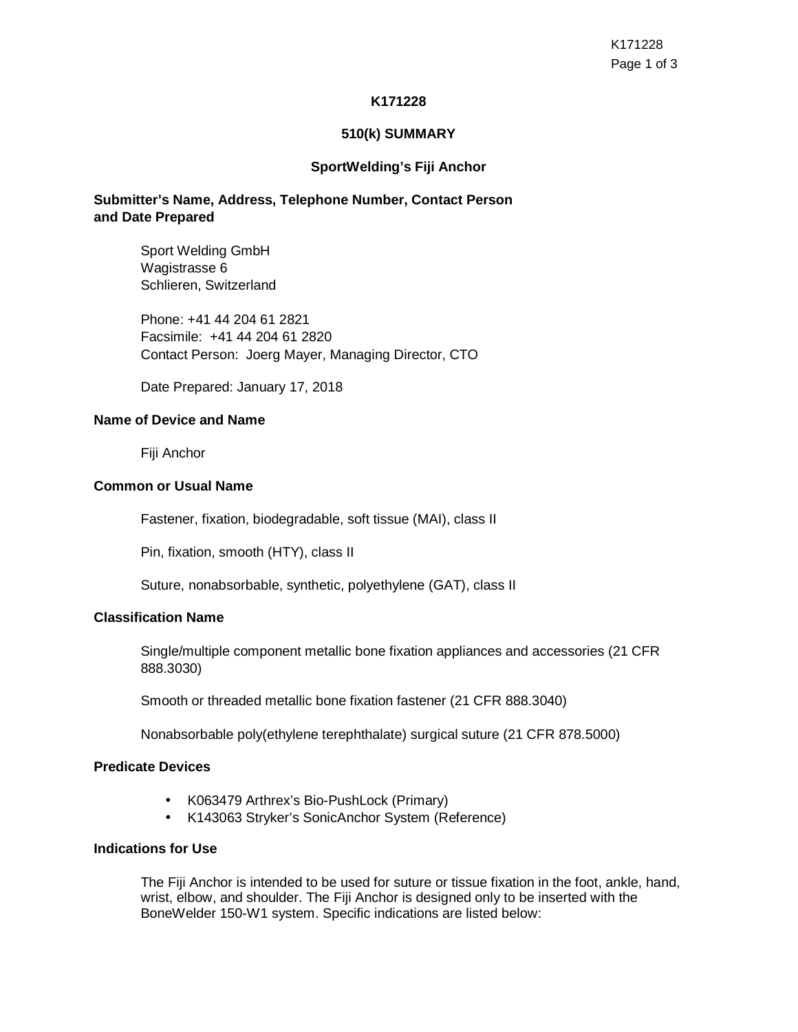**K171228**

**510(k) SUMMARY**

**SportWelding's Fiji Anchor**

**Submitter's Name, Address, Telephone Number, Contact Person and Date Prepared**

Sport Welding GmbH
Wagistrasse 6
Schlieren, Switzerland

Phone: +41 44 204 61 2821
Facsimile: +41 44 204 61 2820
Contact Person: Joerg Mayer, Managing Director, CTO

Date Prepared: January 17, 2018

**Name of Device and Name**

Fiji Anchor

**Common or Usual Name**

Fastener, fixation, biodegradable, soft tissue (MAI), class II

Pin, fixation, smooth (HTY), class II

Suture, nonabsorbable, synthetic, polyethylene (GAT), class II

**Classification Name**

Single/multiple component metallic bone fixation appliances and accessories (21 CFR 888.3030)

Smooth or threaded metallic bone fixation fastener (21 CFR 888.3040)

Nonabsorbable poly(ethylene terephthalate) surgical suture (21 CFR 878.5000)

**Predicate Devices**

- K063479 Arthrex's Bio-PushLock (Primary)
- K143063 Stryker's SonicAnchor System (Reference)

**Indications for Use**

The Fiji Anchor is intended to be used for suture or tissue fixation in the foot, ankle, hand, wrist, elbow, and shoulder. The Fiji Anchor is designed only to be inserted with the BoneWelder 150-W1 system. Specific indications are listed below: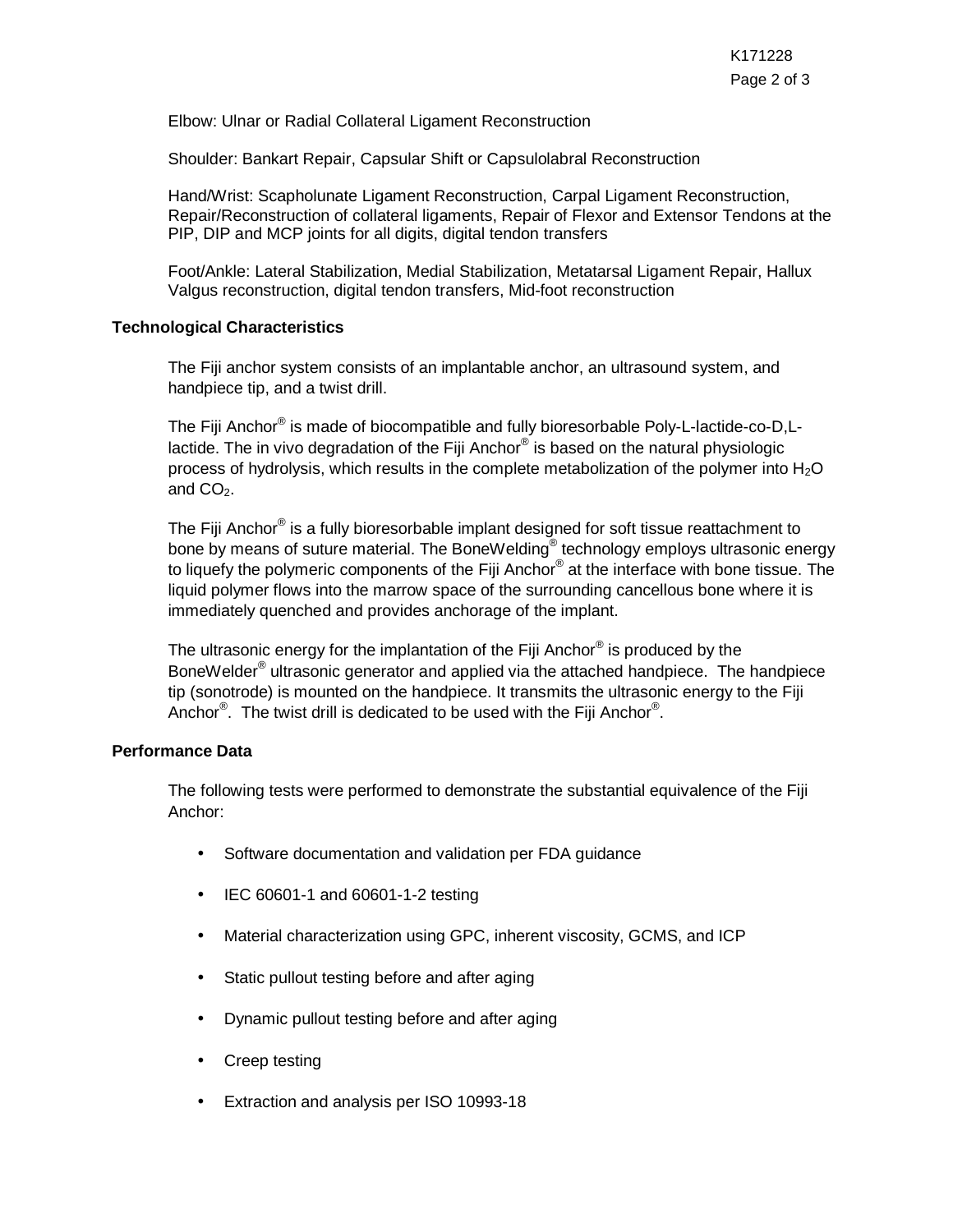Elbow: Ulnar or Radial Collateral Ligament Reconstruction

Shoulder: Bankart Repair, Capsular Shift or Capsulolabral Reconstruction

Hand/Wrist: Scapholunate Ligament Reconstruction, Carpal Ligament Reconstruction, Repair/Reconstruction of collateral ligaments, Repair of Flexor and Extensor Tendons at the PIP, DIP and MCP joints for all digits, digital tendon transfers

Foot/Ankle: Lateral Stabilization, Medial Stabilization, Metatarsal Ligament Repair, Hallux Valgus reconstruction, digital tendon transfers, Mid-foot reconstruction

**Technological Characteristics**

The Fiji anchor system consists of an implantable anchor, an ultrasound system, and handpiece tip, and a twist drill.

The Fiji Anchor® is made of biocompatible and fully bioresorbable Poly-L-lactide-co-D,L-lactide. The in vivo degradation of the Fiji Anchor® is based on the natural physiologic process of hydrolysis, which results in the complete metabolization of the polymer into $H_2O$ and $CO_2$.

The Fiji Anchor® is a fully bioresorbable implant designed for soft tissue reattachment to bone by means of suture material. The BoneWelding® technology employs ultrasonic energy to liquefy the polymeric components of the Fiji Anchor® at the interface with bone tissue. The liquid polymer flows into the marrow space of the surrounding cancellous bone where it is immediately quenched and provides anchorage of the implant.

The ultrasonic energy for the implantation of the Fiji Anchor® is produced by the BoneWelder® ultrasonic generator and applied via the attached handpiece. The handpiece tip (sonotrode) is mounted on the handpiece. It transmits the ultrasonic energy to the Fiji Anchor®. The twist drill is dedicated to be used with the Fiji Anchor®.

**Performance Data**

The following tests were performed to demonstrate the substantial equivalence of the Fiji Anchor:

- Software documentation and validation per FDA guidance
- IEC 60601-1 and 60601-1-2 testing
- Material characterization using GPC, inherent viscosity, GCMS, and ICP
- Static pullout testing before and after aging
- Dynamic pullout testing before and after aging
- Creep testing
- Extraction and analysis per ISO 10993-18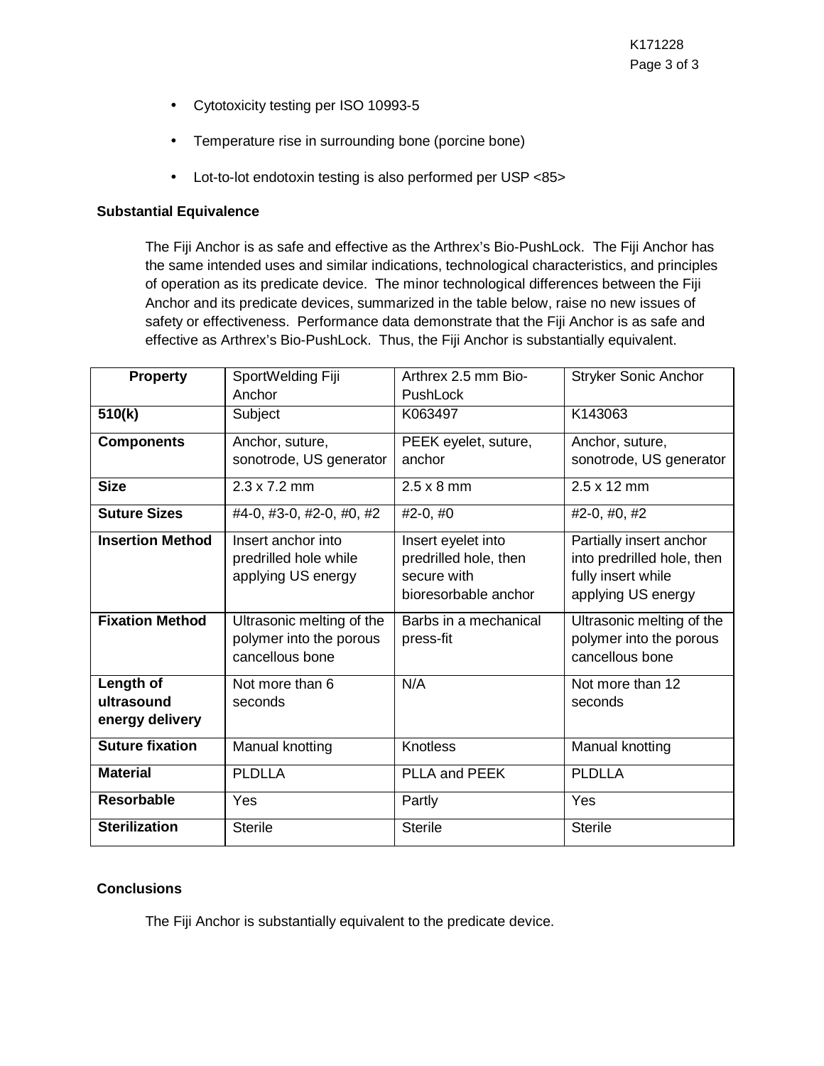- Cytotoxicity testing per ISO 10993-5
- Temperature rise in surrounding bone (porcine bone)
- Lot-to-lot endotoxin testing is also performed per USP <85>

**Substantial Equivalence**

The Fiji Anchor is as safe and effective as the Arthrex's Bio-PushLock. The Fiji Anchor has the same intended uses and similar indications, technological characteristics, and principles of operation as its predicate device. The minor technological differences between the Fiji Anchor and its predicate devices, summarized in the table below, raise no new issues of safety or effectiveness. Performance data demonstrate that the Fiji Anchor is as safe and effective as Arthrex's Bio-PushLock. Thus, the Fiji Anchor is substantially equivalent.

| Property | SportWelding Fiji Anchor | Arthrex 2.5 mm Bio-PushLock | Stryker Sonic Anchor |
|---|---|---|---|
| **510(k)** | Subject | K063497 | K143063 |
| **Components** | Anchor, suture, sonotrode, US generator | PEEK eyelet, suture, anchor | Anchor, suture, sonotrode, US generator |
| **Size** | 2.3 x 7.2 mm | 2.5 x 8 mm | 2.5 x 12 mm |
| **Suture Sizes** | #4-0, #3-0, #2-0, #0, #2 | #2-0, #0 | #2-0, #0, #2 |
| **Insertion Method** | Insert anchor into predrilled hole while applying US energy | Insert eyelet into predrilled hole, then secure with bioresorbable anchor | Partially insert anchor into predrilled hole, then fully insert while applying US energy |
| **Fixation Method** | Ultrasonic melting of the polymer into the porous cancellous bone | Barbs in a mechanical press-fit | Ultrasonic melting of the polymer into the porous cancellous bone |
| **Length of ultrasound energy delivery** | Not more than 6 seconds | N/A | Not more than 12 seconds |
| **Suture fixation** | Manual knotting | Knotless | Manual knotting |
| **Material** | PLDLLA | PLLA and PEEK | PLDLLA |
| **Resorbable** | Yes | Partly | Yes |
| **Sterilization** | Sterile | Sterile | Sterile |

**Conclusions**

The Fiji Anchor is substantially equivalent to the predicate device.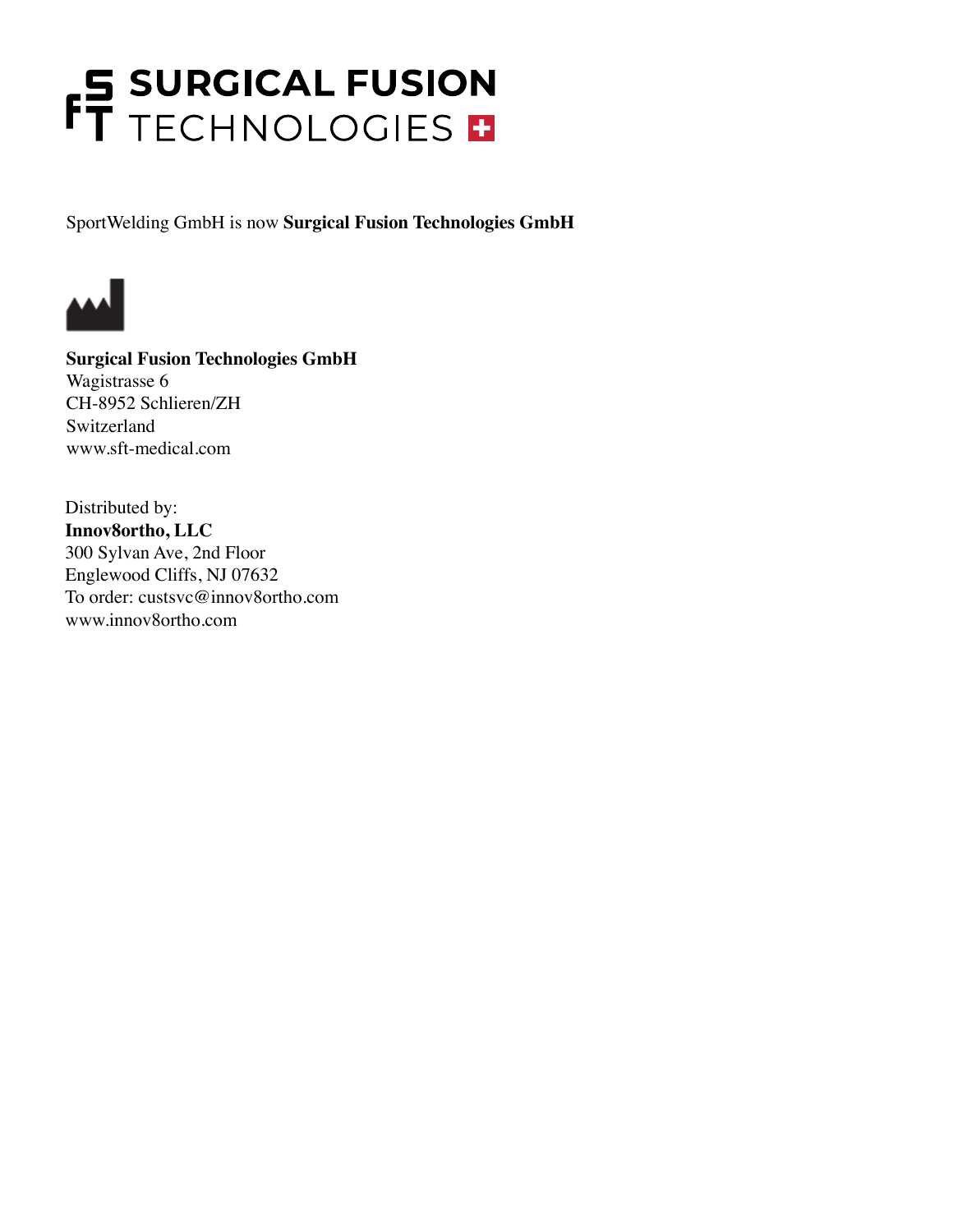# SURGICAL FUSION TECHNOLOGIES

SportWelding GmbH is now **Surgical Fusion Technologies GmbH**

**Surgical Fusion Technologies GmbH**
Wagistrasse 6
CH-8952 Schlieren/ZH
Switzerland
www.sft-medical.com

Distributed by:
**Innov8ortho, LLC**
300 Sylvan Ave, 2nd Floor
Englewood Cliffs, NJ 07632
To order: custsvc@innov8ortho.com
www.innov8ortho.com